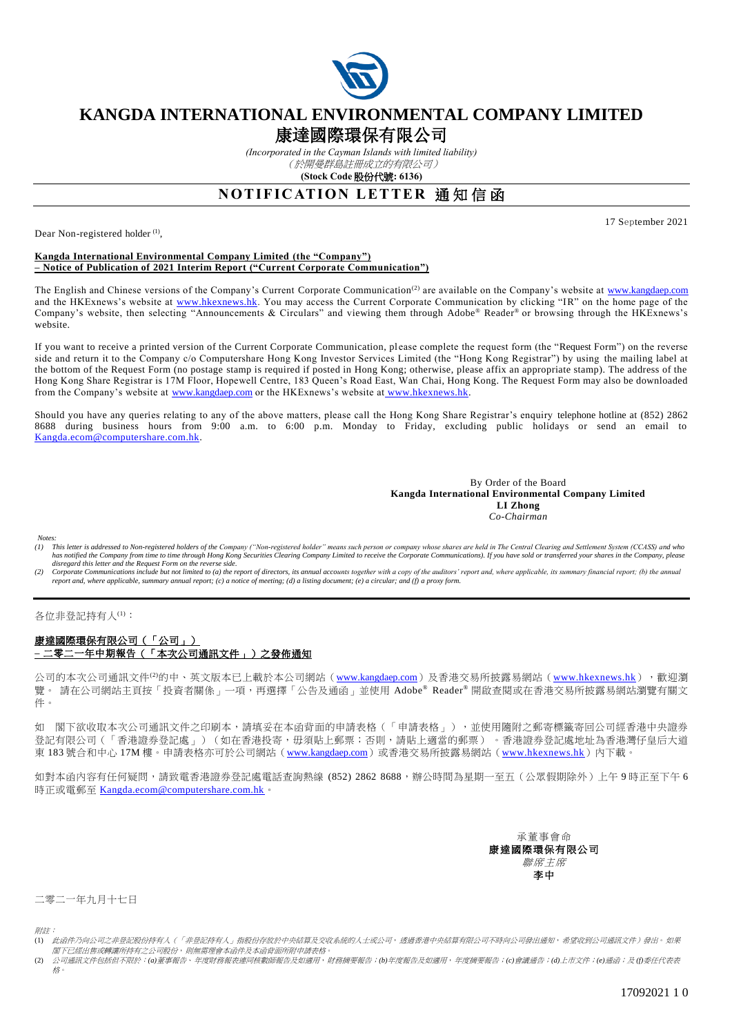# KANGDA INTERNATIONAL ENVIRONMENTAL COMPANY LIMITED

# 康達國際環保有限公司

*(Incorporated in the Cayman Islands with limited liability)*

*（於開曼群島註冊成立的有限公司）*

**(Stock Code 股份代號: 6136)**

## NOTIFICATION LETTER 通知信函

17 September 2021

Dear Non-registered holder [(1)],

**Kangda International Environmental Company Limited (the "Company")**
**– Notice of Publication of 2021 Interim Report ("Current Corporate Communication")**

The English and Chinese versions of the Company's Current Corporate Communication[(2)] are available on the Company's website at www.kangdaep.com and the HKExnews's website at www.hkexnews.hk. You may access the Current Corporate Communication by clicking "IR" on the home page of the Company's website, then selecting "Announcements & Circulars" and viewing them through Adobe® Reader® or browsing through the HKExnews's website.

If you want to receive a printed version of the Current Corporate Communication, please complete the request form (the "Request Form") on the reverse side and return it to the Company c/o Computershare Hong Kong Investor Services Limited (the "Hong Kong Registrar") by using the mailing label at the bottom of the Request Form (no postage stamp is required if posted in Hong Kong; otherwise, please affix an appropriate stamp). The address of the Hong Kong Share Registrar is 17M Floor, Hopewell Centre, 183 Queen's Road East, Wan Chai, Hong Kong. The Request Form may also be downloaded from the Company's website at www.kangdaep.com or the HKExnews's website at www.hkexnews.hk.

Should you have any queries relating to any of the above matters, please call the Hong Kong Share Registrar's enquiry telephone hotline at (852) 2862 8688 during business hours from 9:00 a.m. to 6:00 p.m. Monday to Friday, excluding public holidays or send an email to Kangda.ecom@computershare.com.hk.

By Order of the Board
**Kangda International Environmental Company Limited**
**LI Zhong**
*Co-Chairman*

*Notes:*

*(1) This letter is addressed to Non-registered holders of the Company ("Non-registered holder" means such person or company whose shares are held in The Central Clearing and Settlement System (CCASS) and who has notified the Company from time to time through Hong Kong Securities Clearing Company Limited to receive the Corporate Communications). If you have sold or transferred your shares in the Company, please disregard this letter and the Request Form on the reverse side.*

*(2) Corporate Communications include but not limited to (a) the report of directors, its annual accounts together with a copy of the auditors' report and, where applicable, its summary financial report; (b) the annual report and, where applicable, summary annual report; (c) a notice of meeting; (d) a listing document; (e) a circular; and (f) a proxy form.*

---

各位非登記持有人[(1)]：

**康達國際環保有限公司（「公司」）**
**– 二零二一年中期報告（「本次公司通訊文件」）之發佈通知**

公司的本次公司通訊文件[(2)]的中、英文版本已上載於本公司網站（www.kangdaep.com）及香港交易所披露易網站（www.hkexnews.hk），歡迎瀏覽。 請在公司網站主頁按「投資者關係」一項，再選擇「公告及通函」並使用 Adobe® Reader® 開啟查閱或在香港交易所披露易網站瀏覽有關文件。

如 閣下欲收取本次公司通訊文件之印刷本，請填妥在本函背面的申請表格（「申請表格」），並使用隨附之郵寄標籤寄回公司經香港中央證券登記有限公司（「香港證券登記處」）（如在香港投寄，毋須貼上郵票；否則，請貼上適當的郵票）。香港證券登記處地址為香港灣仔皇后大道東 183 號合和中心 17M 樓。申請表格亦可於公司網站（www.kangdaep.com）或香港交易所披露易網站（www.hkexnews.hk）內下載。

如對本函內容有任何疑問，請致電香港證券登記處電話查詢熱線 (852) 2862 8688，辦公時間為星期一至五（公眾假期除外）上午 9 時正至下午 6 時正或電郵至 Kangda.ecom@computershare.com.hk。

承董事會命
**康達國際環保有限公司**
*聯席主席*
**李中**

二零二一年九月十七日

*附註：*

*(1) 此函件乃向公司之非登記股份持有人（「非登記持有人」指股份存放於中央結算及交收系統的人士或公司，透過香港中央結算有限公司不時向公司發出通知，希望收到公司通訊文件）發出。如果閣下已經出售或轉讓所持有之公司股份，則無需理會本函件及本函背面所附申請表格。*

*(2) 公司通訊文件包括但不限於：(a)董事報告、年度財務報表連同核數師報告及如適用，財務摘要報告；(b)年度報告及如適用，年度摘要報告；(c)會議通告；(d)上市文件；(e)通函；及 (f)委任代表表格。*

17092021 1 0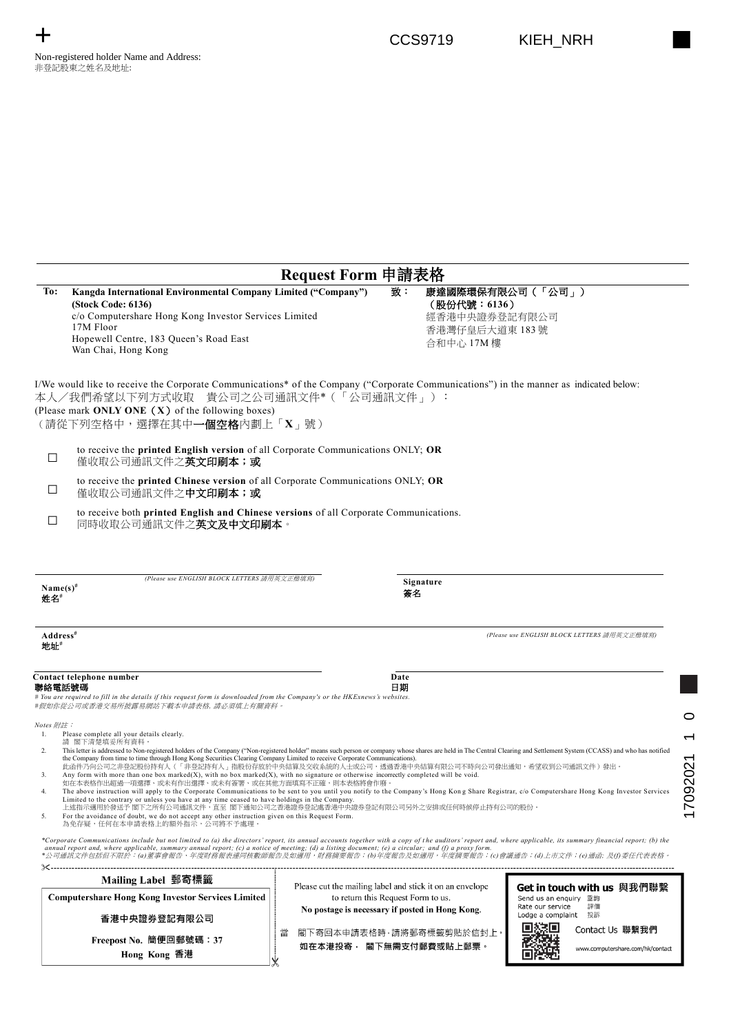Non-registered holder Name and Address:
非登記股東之姓名及地址:

# Request Form 申請表格

**To:** **Kangda International Environmental Company Limited ("Company") (Stock Code: 6136)**
c/o Computershare Hong Kong Investor Services Limited
17M Floor
Hopewell Centre, 183 Queen's Road East
Wan Chai, Hong Kong

**致：** **康達國際環保有限公司（「公司」）（股份代號：6136）**
經香港中央證券登記有限公司
香港灣仔皇后大道東183號
合和中心17M樓

I/We would like to receive the Corporate Communications* of the Company ("Corporate Communications") in the manner as indicated below:
本人／我們希望以下列方式收取　貴公司之公司通訊文件*（「公司通訊文件」）：
(Please mark **ONLY ONE** (**X**) of the following boxes)
（請從下列空格中，選擇其中**一個空格**內劃上「**X**」號）

☐ to receive the **printed English version** of all Corporate Communications ONLY; **OR**
僅收取公司通訊文件之**英文印刷本；或**

☐ to receive the **printed Chinese version** of all Corporate Communications ONLY; **OR**
僅收取公司通訊文件之**中文印刷本；或**

☐ to receive both **printed English and Chinese versions** of all Corporate Communications.
同時收取公司通訊文件之**英文及中文印刷本**。

**Name(s)#** 姓名# *(Please use ENGLISH BLOCK LETTERS 請用英文正楷填寫)*

**Signature** 簽名

**Address#** 地址# *(Please use ENGLISH BLOCK LETTERS 請用英文正楷填寫)*

**Contact telephone number** 聯絡電話號碼

**Date** 日期

*# You are required to fill in the details if this request form is downloaded from the Company's or the HKExnews's websites.*
*#假如你從公司或香港交易所披露易網站下載本申請表格，請必須填上有關資料。*

*Notes 附註：*

1. Please complete all your details clearly.
   請　閣下清楚填妥所有資料。
2. This letter is addressed to Non-registered holders of the Company ("Non-registered holder" means such person or company whose shares are held in The Central Clearing and Settlement System (CCASS) and who has notified the Company from time to time through Hong Kong Securities Clearing Company Limited to receive Corporate Communications).
   此函件乃向公司之非登記股份持有人（「非登記持有人」指股份存放於中央結算及交收系統的人士或公司，透過香港中央結算有限公司不時向公司發出通知，希望收到公司通訊文件）發出。
3. Any form with more than one box marked(X), with no box marked(X), with no signature or otherwise incorrectly completed will be void.
   如在本表格作出超過一項選擇、或未有作出選擇、或未有簽署、或在其他方面填寫不正確，則本表格將會作廢。
4. The above instruction will apply to the Corporate Communications to be sent to you until you notify to the Company's Hong Kong Share Registrar, c/o Computershare Hong Kong Investor Services Limited to the contrary or unless you have at any time ceased to have holdings in the Company.
   上述指示適用於發送予 閣下之所有公司通訊文件，直至 閣下通知公司之香港證券登記處香港中央證券登記有限公司另外之安排或任何時候停止持有公司的股份。
5. For the avoidance of doubt, we do not accept any other instruction given on this Request Form.
   為免存疑，任何在本申請表格上的額外指示，公司將不予處理。

*\*Corporate Communications include but not limited to (a) the directors' report, its annual accounts together with a copy of the auditors' report and, where applicable, its summary financial report; (b) the annual report and, where applicable, summary annual report; (c) a notice of meeting; (d) a listing document; (e) a circular; and (f) a proxy form.*
*\*公司通訊文件包括但不限於：(a)董事會報告、年度財務報表連同核數師報告及如適用，財務摘要報告；(b)年度報告及如適用，年度摘要報告；(c)會議通告；(d)上市文件；(e)通函；及(f)委任代表表格。*

---

**Mailing Label 郵寄標籤**

**Computershare Hong Kong Investor Services Limited**
**香港中央證券登記有限公司**
**Freepost No. 簡便回郵號碼：37**
**Hong Kong 香港**

Please cut the mailing label and stick it on an envelope to return this Request Form to us.
**No postage is necessary if posted in Hong Kong.**

當　閣下寄回本申請表格時，請將郵寄標籤剪貼於信封上。
**如在本港投寄，　閣下無需支付郵費或貼上郵票。**

**Get in touch with us 與我們聯繫**
Send us an enquiry 查詢
Rate our service 評價
Lodge a complaint 投訴
Contact Us 聯繫我們
www.computershare.com/hk/contact